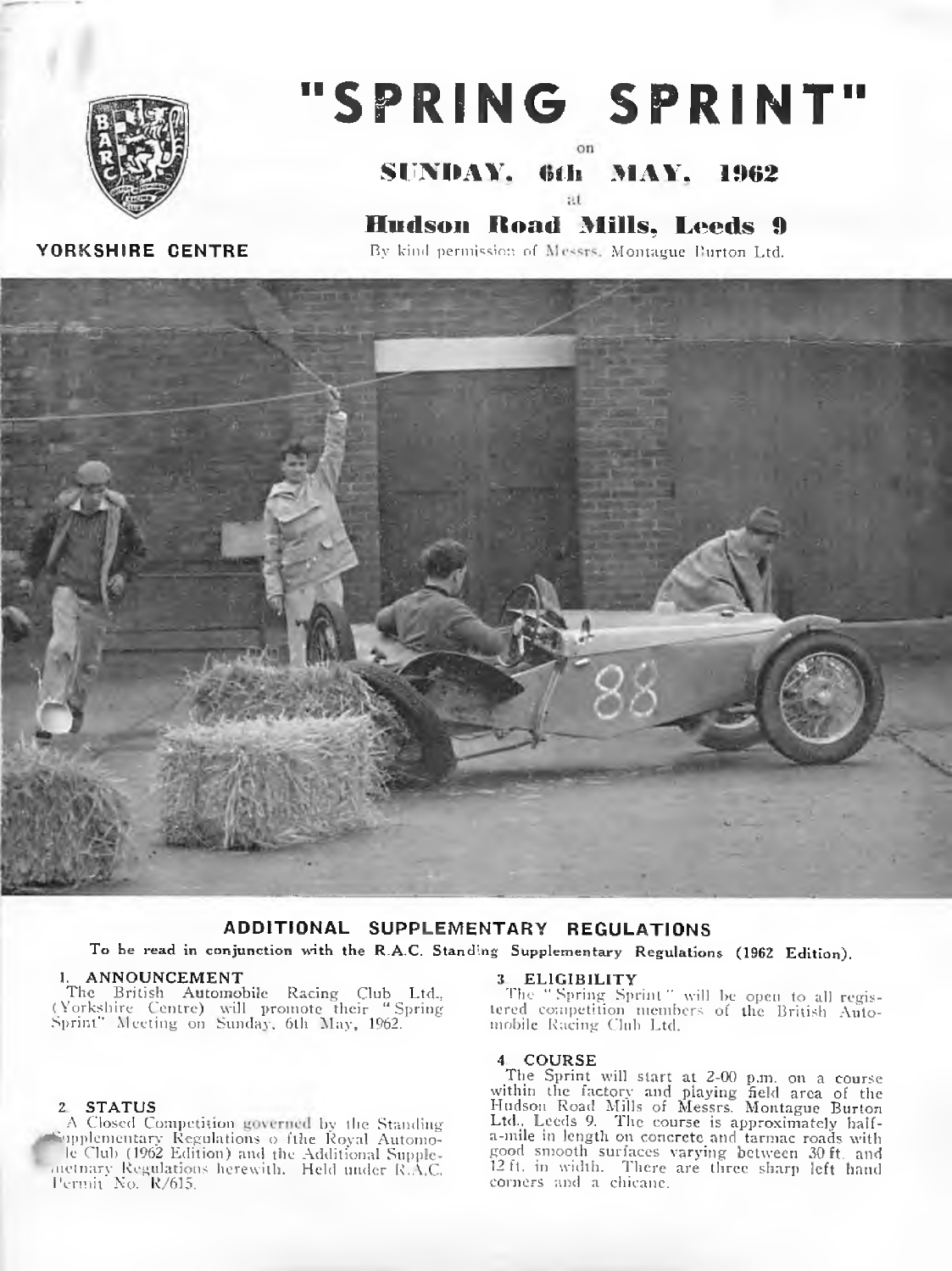# "SPRING SPRINT"

on

## SUNDAY, 6th MAY, 1962

at

## Hudson Road Mills, Leeds 9

**YORKSHIRE CENTRE**

By kind permission of Messrs. Montague Burton Ltd.

## ADDITIONAL SUPPLEMENTARY REGULATIONS

**To be read in conjunction with the R.A.C. Standing Supplementary Regulations (1962 Edition).**

### 1. ANNOUNCEMENT

The British Automobile Racing Club Ltd., (Yorkshire Centre) will promote their "Spring Sprint" Meeting on Sunday, 6th May, 1962.

### 2. STATUS

A Closed Competition governed by the Standing Supplementary Regulations o fthe Royal Automobile Club (1962 Edition) and the Additional Supplementary Regulations herewith. Held under R.A.C. Permit No. R/615.

### 3. ELIGIBILITY

The "Spring Sprint" will be open to all registered competition members of the British Automobile Racing Club Ltd.

### 4. COURSE

The Sprint will start at 2-00 p.m. on a course within the factory and playing field area of the Hudson Road Mills of Messrs. Montague Burton Ltd., Leeds 9. The course is approximately half-a-mile in length on concrete and tarmac roads with good smooth surfaces varying between 30 ft. and 12 ft. in width. There are three sharp left hand corners and a chicane.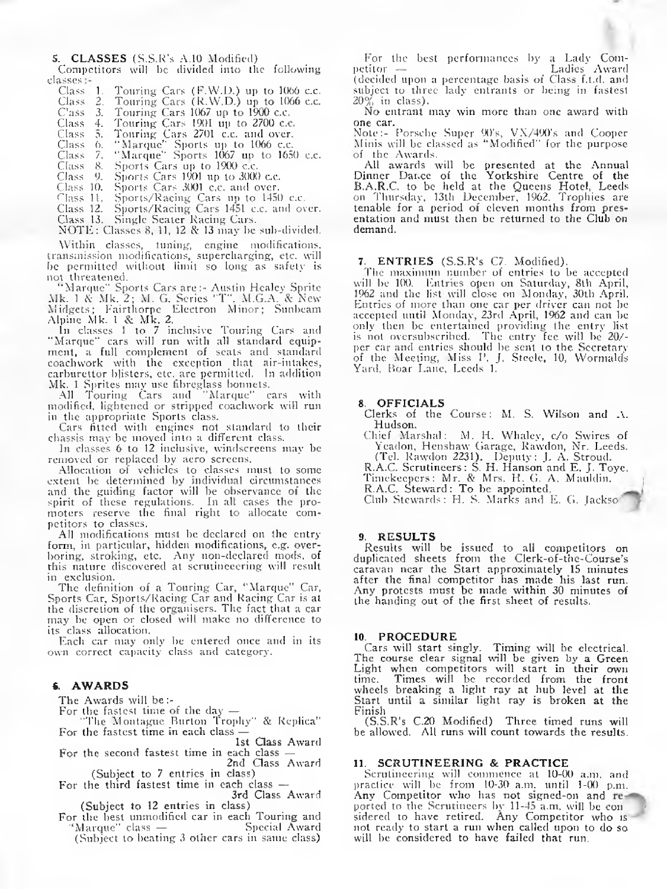## 5. CLASSES (S.S.R's A.10 Modified)

Competitors will be divided into the following classes:-

- Class 1. Touring Cars (F.W.D.) up to 1066 c.c.
- Class 2. Touring Cars (R.W.D.) up to 1066 c.c.
- Class 3. Touring Cars 1067 up to 1900 c.c.
- Class 4. Touring Cars 1901 up to 2700 c.c.
- Class 5. Touring Cars 2701 c.c. and over.
- Class 6. "Marque" Sports up to 1066 c.c.
- Class 7. "Marque" Sports 1067 up to 1650 c.c.
- Class 8. Sports Cars up to 1900 c.c.
- Class 9. Sports Cars 1901 up to 3000 c.c.
- Class 10. Sports Cars 3001 c.c. and over.
- Class 11. Sports/Racing Cars up to 1450 c.c.
- Class 12. Sports/Racing Cars 1451 c.c. and over.
- Class 13. Single Seater Racing Cars.

NOTE: Classes 8, 11, 12 & 13 may be sub-divided.

Within classes, tuning, engine modifications, transmission modifications, supercharging, etc. will be permitted without limit so long as safety is not threatened.

"Marque" Sports Cars are:- Austin Healey Sprite Mk. 1 & Mk. 2; M. G. Series "T", M.G.A. & New Midgets; Fairthorpe Electron Minor; Sunbeam Alpine Mk. 1 & Mk. 2.

In classes 1 to 7 inclusive Touring Cars and "Marque" cars will run with all standard equipment, a full complement of seats and standard coachwork with the exception that air-intakes, carburettor blisters, etc. are permitted. In addition Mk. 1 Sprites may use fibreglass bonnets.

All Touring Cars and "Marque" cars with modified, lightened or stripped coachwork will run in the appropriate Sports class.

Cars fitted with engines not standard to their chassis may be moved into a different class.

In classes 6 to 12 inclusive, windscreens may be removed or replaced by aero screens.

Allocation of vehicles to classes must to some extent be determined by individual circumstances and the guiding factor will be observance of the spirit of these regulations. In all cases the promoters reserve the final right to allocate competitors to classes.

All modifications must be declared on the entry form, in particular, hidden modifications, e.g. overboring, stroking, etc. Any non-declared mods. of this nature discovered at scrutineering will result in exclusion.

The definition of a Touring Car, "Marque" Car, Sports Car, Sports/Racing Car and Racing Car is at the discretion of the organisers. The fact that a car may be open or closed will make no difference to its class allocation.

Each car may only be entered once and in its own correct capacity class and category.

## 6. AWARDS

The Awards will be:-

For the fastest time of the day — "The Montague Burton Trophy" & Replica"

For the fastest time in each class — 1st Class Award

For the second fastest time in each class — 2nd Class Award (Subject to 7 entries in class)

For the third fastest time in each class — 3rd Class Award (Subject to 12 entries in class)

For the best unmodified car in each Touring and "Marque" class — Special Award (Subject to beating 3 other cars in same class)

For the best performances by a Lady Competitor — Ladies Award (decided upon a percentage basis of Class f.t.d. and subject to three lady entrants or being in fastest 20% in class).

No entrant may win more than one award with one car.

Note:- Porsche Super 90's, VX/490's and Cooper Minis will be classed as "Modified" for the purpose of the Awards.

All awards will be presented at the Annual Dinner Dance of the Yorkshire Centre of the B.A.R.C. to be held at the Queens Hotel, Leeds on Thursday, 13th December, 1962. Trophies are tenable for a period of eleven months from presentation and must then be returned to the Club on demand.

## 7. ENTRIES (S.S.R's C7. Modified).

The maximum number of entries to be accepted will be 100. Entries open on Saturday, 8th April, 1962 and the list will close on Monday, 30th April. Entries of more than one car per driver can not be accepted until Monday, 23rd April, 1962 and can be only then be entertained providing the entry list is not oversubscribed. The entry fee will be 20/- per car and entries should be sent to the Secretary of the Meeting, Miss P. J. Steele, 10, Wormalds Yard, Boar Lane, Leeds 1.

## 8. OFFICIALS

Clerks of the Course: M. S. Wilson and A. Hudson.

Chief Marshal: M. H. Whaley, c/o Swires of Yeadon, Henshaw Garage, Rawdon, Nr. Leeds. (Tel. Rawdon 2231). Deputy: J. A. Stroud.

R.A.C. Scrutineers: S. H. Hanson and E. J. Toye.

Timekeepers: Mr. & Mrs. H. G. A. Mauldin.

R.A.C. Steward: To be appointed.

Club Stewards: H. S. Marks and E. G. Jackson

## 9. RESULTS

Results will be issued to all competitors on duplicated sheets from the Clerk-of-the-Course's caravan near the Start approximately 15 minutes after the final competitor has made his last run. Any protests must be made within 30 minutes of the handing out of the first sheet of results.

## 10. PROCEDURE

Cars will start singly. Timing will be electrical. The course clear signal will be given by a Green Light when competitors will start in their own time. Times will be recorded from the front wheels breaking a light ray at hub level at the Start until a similar light ray is broken at the Finish

(S.S.R's C.20 Modified) Three timed runs will be allowed. All runs will count towards the results.

## 11. SCRUTINEERING & PRACTICE

Scrutineering will commence at 10-00 a.m. and practice will be from 10-30 a.m. until 1-00 p.m. Any Competitor who has not signed-on and reported to the Scrutineers by 11-45 a.m. will be considered to have retired. Any Competitor who is not ready to start a run when called upon to do so will be considered to have failed that run.